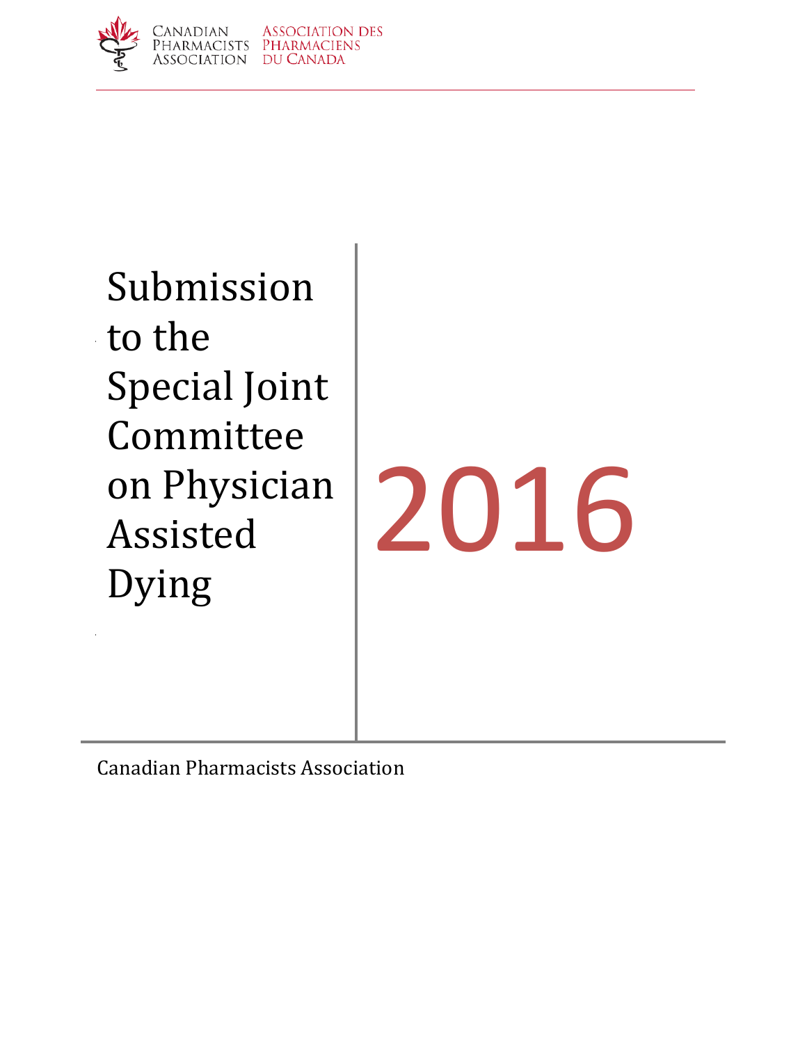Canadian Pharmacists Association | Association des Pharmaciens du Canada

# Submission to the Special Joint Committee on Physician Assisted Dying

2016

Canadian Pharmacists Association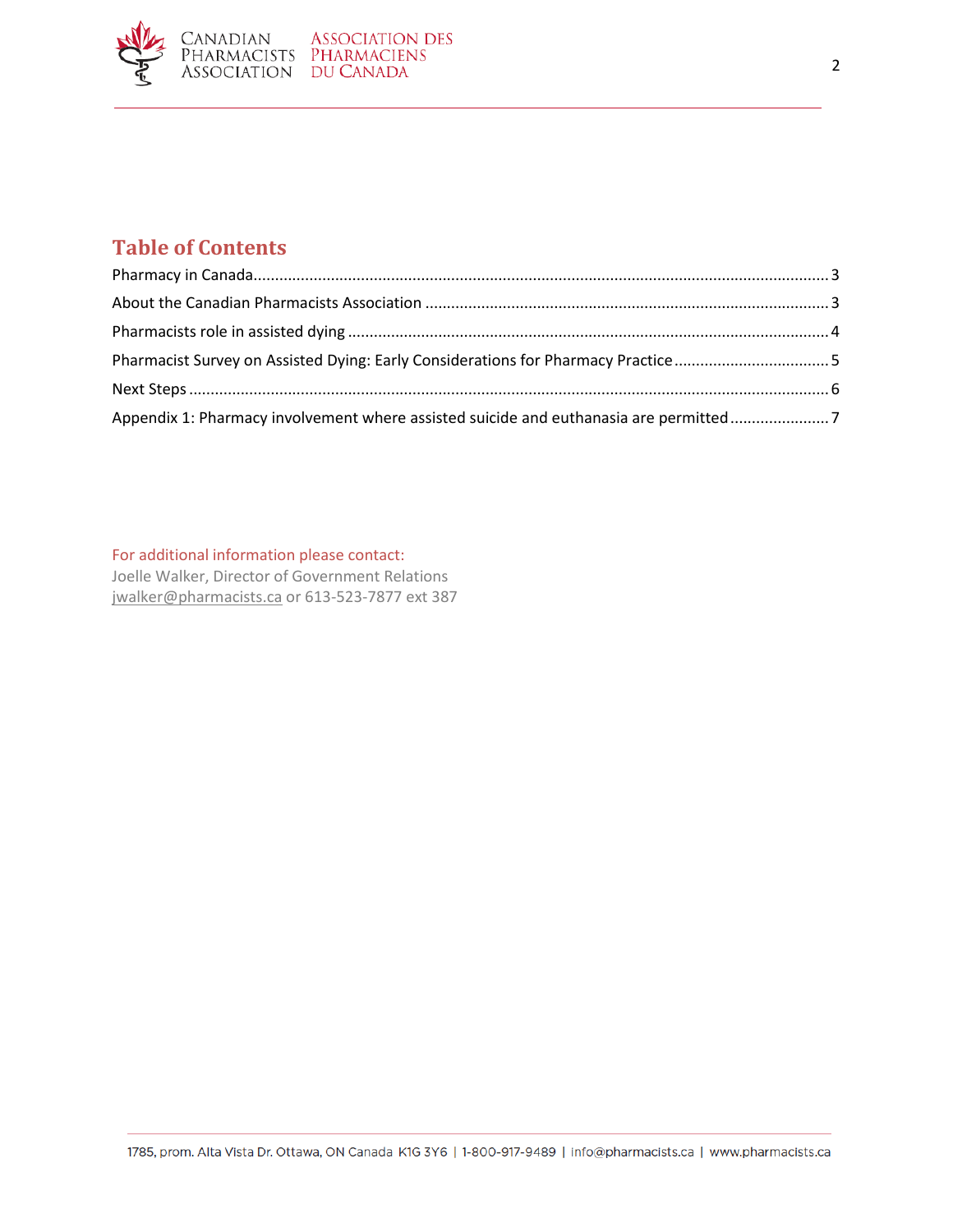## Table of Contents

Pharmacy in Canada .................................................. 3

About the Canadian Pharmacists Association .................................................. 3

Pharmacists role in assisted dying .................................................. 4

Pharmacist Survey on Assisted Dying: Early Considerations for Pharmacy Practice .................................................. 5

Next Steps .................................................. 6

Appendix 1: Pharmacy involvement where assisted suicide and euthanasia are permitted .................................................. 7

For additional information please contact:
Joelle Walker, Director of Government Relations
jwalker@pharmacists.ca or 613-523-7877 ext 387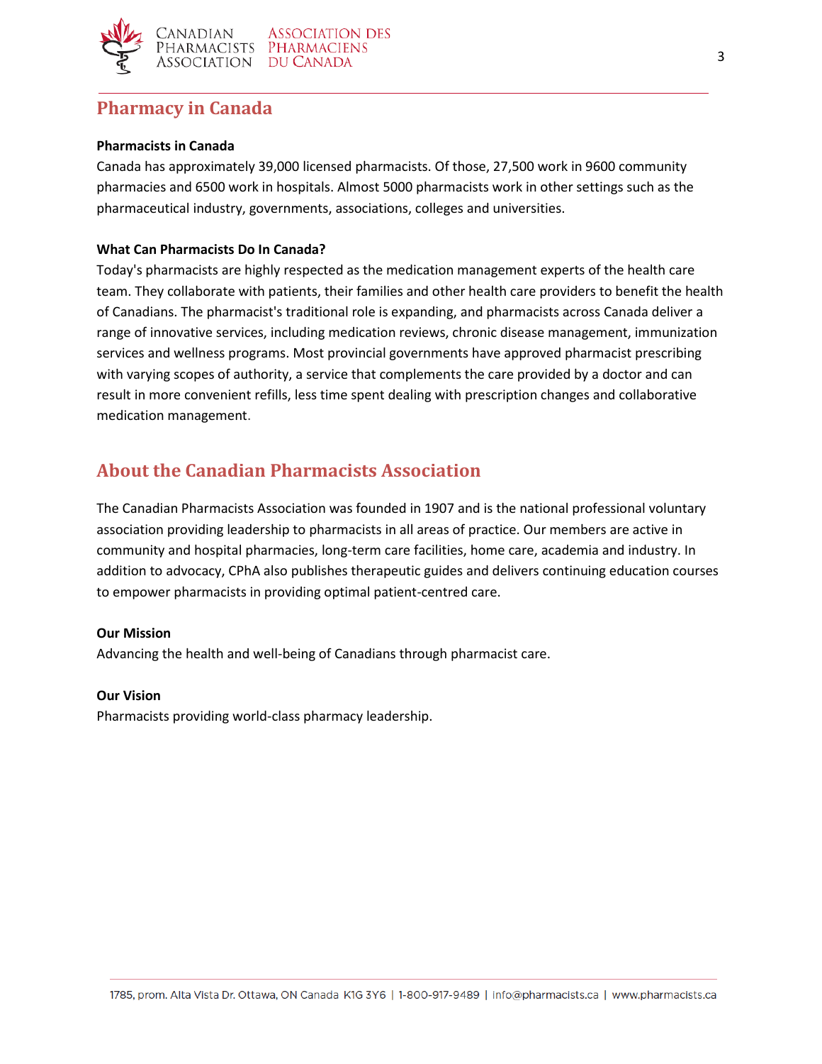## Pharmacy in Canada

**Pharmacists in Canada**

Canada has approximately 39,000 licensed pharmacists. Of those, 27,500 work in 9600 community pharmacies and 6500 work in hospitals. Almost 5000 pharmacists work in other settings such as the pharmaceutical industry, governments, associations, colleges and universities.

**What Can Pharmacists Do In Canada?**

Today's pharmacists are highly respected as the medication management experts of the health care team. They collaborate with patients, their families and other health care providers to benefit the health of Canadians. The pharmacist's traditional role is expanding, and pharmacists across Canada deliver a range of innovative services, including medication reviews, chronic disease management, immunization services and wellness programs. Most provincial governments have approved pharmacist prescribing with varying scopes of authority, a service that complements the care provided by a doctor and can result in more convenient refills, less time spent dealing with prescription changes and collaborative medication management.

## About the Canadian Pharmacists Association

The Canadian Pharmacists Association was founded in 1907 and is the national professional voluntary association providing leadership to pharmacists in all areas of practice. Our members are active in community and hospital pharmacies, long-term care facilities, home care, academia and industry. In addition to advocacy, CPhA also publishes therapeutic guides and delivers continuing education courses to empower pharmacists in providing optimal patient-centred care.

**Our Mission**

Advancing the health and well-being of Canadians through pharmacist care.

**Our Vision**

Pharmacists providing world-class pharmacy leadership.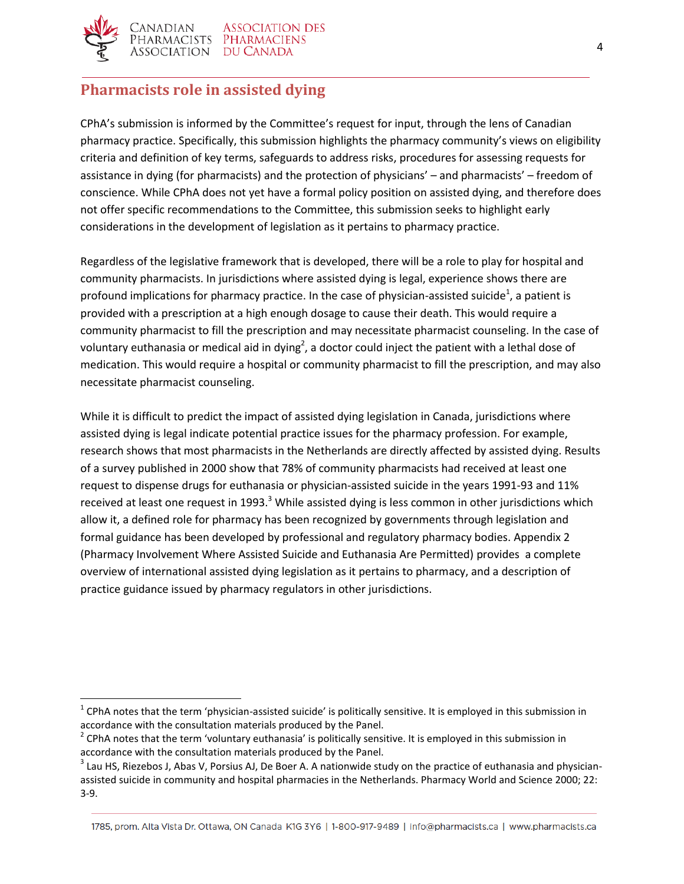## Pharmacists role in assisted dying

CPhA's submission is informed by the Committee's request for input, through the lens of Canadian pharmacy practice. Specifically, this submission highlights the pharmacy community's views on eligibility criteria and definition of key terms, safeguards to address risks, procedures for assessing requests for assistance in dying (for pharmacists) and the protection of physicians' – and pharmacists' – freedom of conscience. While CPhA does not yet have a formal policy position on assisted dying, and therefore does not offer specific recommendations to the Committee, this submission seeks to highlight early considerations in the development of legislation as it pertains to pharmacy practice.

Regardless of the legislative framework that is developed, there will be a role to play for hospital and community pharmacists. In jurisdictions where assisted dying is legal, experience shows there are profound implications for pharmacy practice. In the case of physician-assisted suicide[1], a patient is provided with a prescription at a high enough dosage to cause their death. This would require a community pharmacist to fill the prescription and may necessitate pharmacist counseling. In the case of voluntary euthanasia or medical aid in dying[2], a doctor could inject the patient with a lethal dose of medication. This would require a hospital or community pharmacist to fill the prescription, and may also necessitate pharmacist counseling.

While it is difficult to predict the impact of assisted dying legislation in Canada, jurisdictions where assisted dying is legal indicate potential practice issues for the pharmacy profession. For example, research shows that most pharmacists in the Netherlands are directly affected by assisted dying. Results of a survey published in 2000 show that 78% of community pharmacists had received at least one request to dispense drugs for euthanasia or physician-assisted suicide in the years 1991-93 and 11% received at least one request in 1993.[3] While assisted dying is less common in other jurisdictions which allow it, a defined role for pharmacy has been recognized by governments through legislation and formal guidance has been developed by professional and regulatory pharmacy bodies. Appendix 2 (Pharmacy Involvement Where Assisted Suicide and Euthanasia Are Permitted) provides a complete overview of international assisted dying legislation as it pertains to pharmacy, and a description of practice guidance issued by pharmacy regulators in other jurisdictions.

---

[1] CPhA notes that the term 'physician-assisted suicide' is politically sensitive. It is employed in this submission in accordance with the consultation materials produced by the Panel.

[2] CPhA notes that the term 'voluntary euthanasia' is politically sensitive. It is employed in this submission in accordance with the consultation materials produced by the Panel.

[3] Lau HS, Riezebos J, Abas V, Porsius AJ, De Boer A. A nationwide study on the practice of euthanasia and physician-assisted suicide in community and hospital pharmacies in the Netherlands. Pharmacy World and Science 2000; 22: 3-9.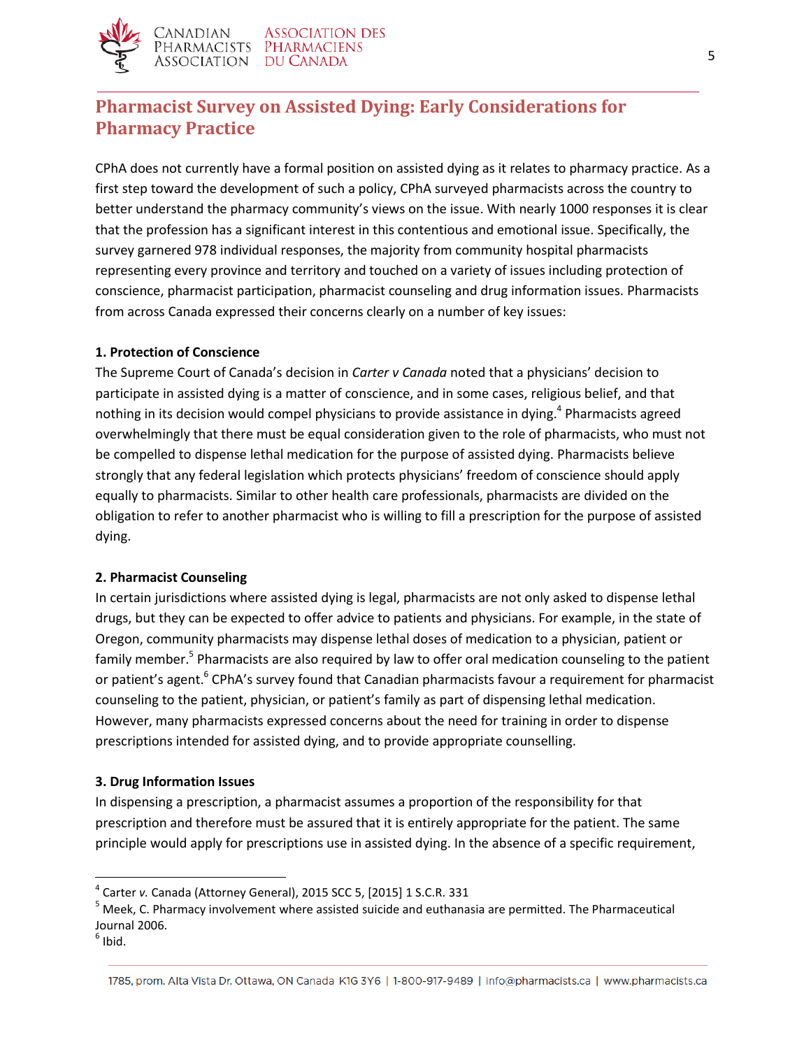## Pharmacist Survey on Assisted Dying: Early Considerations for Pharmacy Practice

CPhA does not currently have a formal position on assisted dying as it relates to pharmacy practice. As a first step toward the development of such a policy, CPhA surveyed pharmacists across the country to better understand the pharmacy community's views on the issue. With nearly 1000 responses it is clear that the profession has a significant interest in this contentious and emotional issue. Specifically, the survey garnered 978 individual responses, the majority from community hospital pharmacists representing every province and territory and touched on a variety of issues including protection of conscience, pharmacist participation, pharmacist counseling and drug information issues. Pharmacists from across Canada expressed their concerns clearly on a number of key issues:

**1. Protection of Conscience**

The Supreme Court of Canada's decision in *Carter v Canada* noted that a physicians' decision to participate in assisted dying is a matter of conscience, and in some cases, religious belief, and that nothing in its decision would compel physicians to provide assistance in dying.[4] Pharmacists agreed overwhelmingly that there must be equal consideration given to the role of pharmacists, who must not be compelled to dispense lethal medication for the purpose of assisted dying. Pharmacists believe strongly that any federal legislation which protects physicians' freedom of conscience should apply equally to pharmacists. Similar to other health care professionals, pharmacists are divided on the obligation to refer to another pharmacist who is willing to fill a prescription for the purpose of assisted dying.

**2. Pharmacist Counseling**

In certain jurisdictions where assisted dying is legal, pharmacists are not only asked to dispense lethal drugs, but they can be expected to offer advice to patients and physicians. For example, in the state of Oregon, community pharmacists may dispense lethal doses of medication to a physician, patient or family member.[5] Pharmacists are also required by law to offer oral medication counseling to the patient or patient's agent.[6] CPhA's survey found that Canadian pharmacists favour a requirement for pharmacist counseling to the patient, physician, or patient's family as part of dispensing lethal medication. However, many pharmacists expressed concerns about the need for training in order to dispense prescriptions intended for assisted dying, and to provide appropriate counselling.

**3. Drug Information Issues**

In dispensing a prescription, a pharmacist assumes a proportion of the responsibility for that prescription and therefore must be assured that it is entirely appropriate for the patient. The same principle would apply for prescriptions use in assisted dying. In the absence of a specific requirement,

---

[4] Carter *v.* Canada (Attorney General), 2015 SCC 5, [2015] 1 S.C.R. 331

[5] Meek, C. Pharmacy involvement where assisted suicide and euthanasia are permitted. The Pharmaceutical Journal 2006.

[6] Ibid.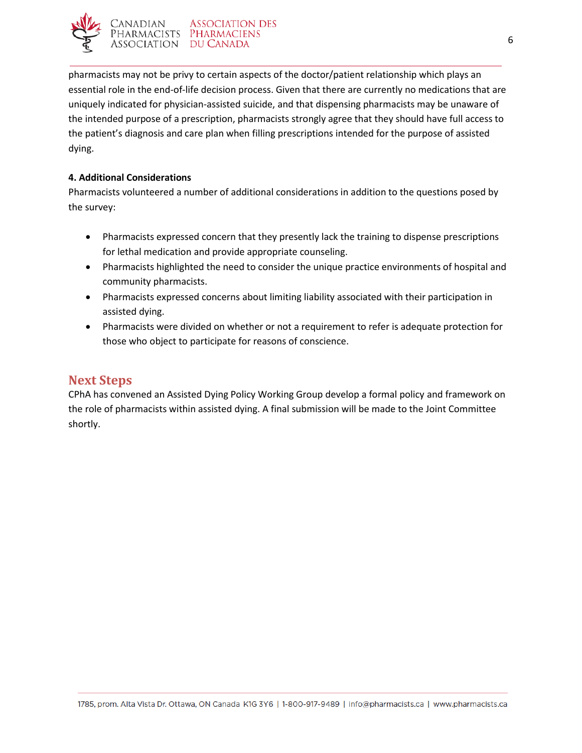pharmacists may not be privy to certain aspects of the doctor/patient relationship which plays an essential role in the end-of-life decision process. Given that there are currently no medications that are uniquely indicated for physician-assisted suicide, and that dispensing pharmacists may be unaware of the intended purpose of a prescription, pharmacists strongly agree that they should have full access to the patient's diagnosis and care plan when filling prescriptions intended for the purpose of assisted dying.

**4. Additional Considerations**

Pharmacists volunteered a number of additional considerations in addition to the questions posed by the survey:

- Pharmacists expressed concern that they presently lack the training to dispense prescriptions for lethal medication and provide appropriate counseling.
- Pharmacists highlighted the need to consider the unique practice environments of hospital and community pharmacists.
- Pharmacists expressed concerns about limiting liability associated with their participation in assisted dying.
- Pharmacists were divided on whether or not a requirement to refer is adequate protection for those who object to participate for reasons of conscience.

## Next Steps

CPhA has convened an Assisted Dying Policy Working Group develop a formal policy and framework on the role of pharmacists within assisted dying. A final submission will be made to the Joint Committee shortly.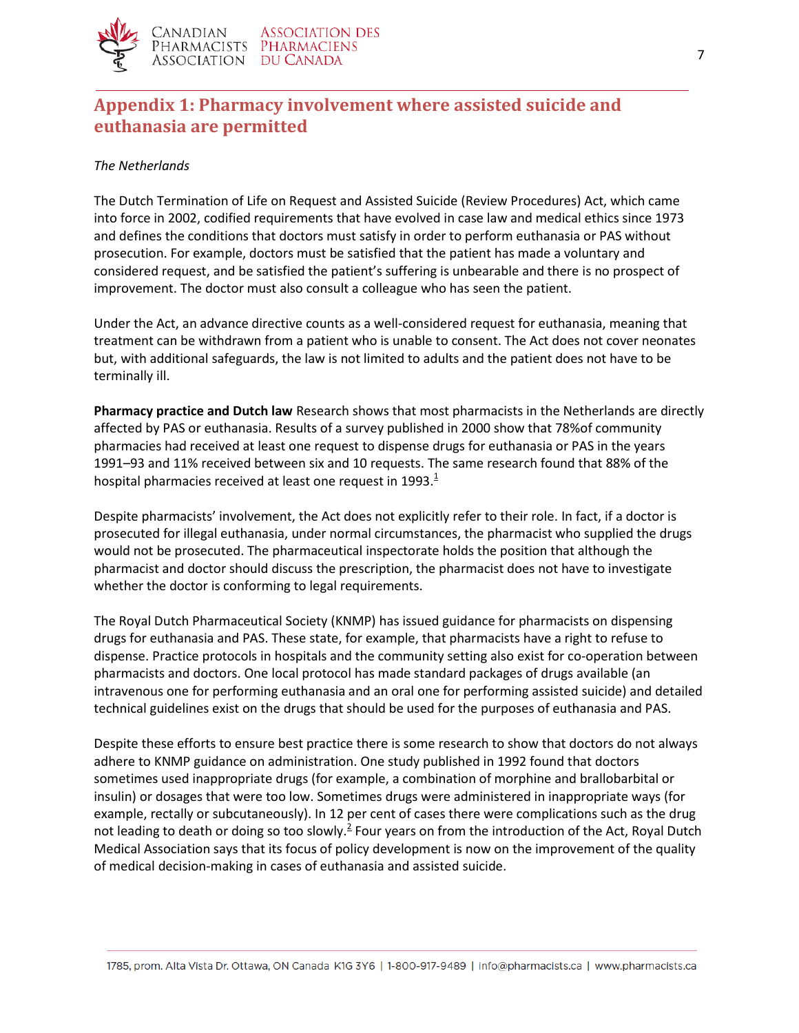# Appendix 1: Pharmacy involvement where assisted suicide and euthanasia are permitted

*The Netherlands*

The Dutch Termination of Life on Request and Assisted Suicide (Review Procedures) Act, which came into force in 2002, codified requirements that have evolved in case law and medical ethics since 1973 and defines the conditions that doctors must satisfy in order to perform euthanasia or PAS without prosecution. For example, doctors must be satisfied that the patient has made a voluntary and considered request, and be satisfied the patient's suffering is unbearable and there is no prospect of improvement. The doctor must also consult a colleague who has seen the patient.

Under the Act, an advance directive counts as a well-considered request for euthanasia, meaning that treatment can be withdrawn from a patient who is unable to consent. The Act does not cover neonates but, with additional safeguards, the law is not limited to adults and the patient does not have to be terminally ill.

**Pharmacy practice and Dutch law** Research shows that most pharmacists in the Netherlands are directly affected by PAS or euthanasia. Results of a survey published in 2000 show that 78%of community pharmacies had received at least one request to dispense drugs for euthanasia or PAS in the years 1991–93 and 11% received between six and 10 requests. The same research found that 88% of the hospital pharmacies received at least one request in 1993.[1]

Despite pharmacists' involvement, the Act does not explicitly refer to their role. In fact, if a doctor is prosecuted for illegal euthanasia, under normal circumstances, the pharmacist who supplied the drugs would not be prosecuted. The pharmaceutical inspectorate holds the position that although the pharmacist and doctor should discuss the prescription, the pharmacist does not have to investigate whether the doctor is conforming to legal requirements.

The Royal Dutch Pharmaceutical Society (KNMP) has issued guidance for pharmacists on dispensing drugs for euthanasia and PAS. These state, for example, that pharmacists have a right to refuse to dispense. Practice protocols in hospitals and the community setting also exist for co-operation between pharmacists and doctors. One local protocol has made standard packages of drugs available (an intravenous one for performing euthanasia and an oral one for performing assisted suicide) and detailed technical guidelines exist on the drugs that should be used for the purposes of euthanasia and PAS.

Despite these efforts to ensure best practice there is some research to show that doctors do not always adhere to KNMP guidance on administration. One study published in 1992 found that doctors sometimes used inappropriate drugs (for example, a combination of morphine and brallobarbital or insulin) or dosages that were too low. Sometimes drugs were administered in inappropriate ways (for example, rectally or subcutaneously). In 12 per cent of cases there were complications such as the drug not leading to death or doing so too slowly.[2] Four years on from the introduction of the Act, Royal Dutch Medical Association says that its focus of policy development is now on the improvement of the quality of medical decision-making in cases of euthanasia and assisted suicide.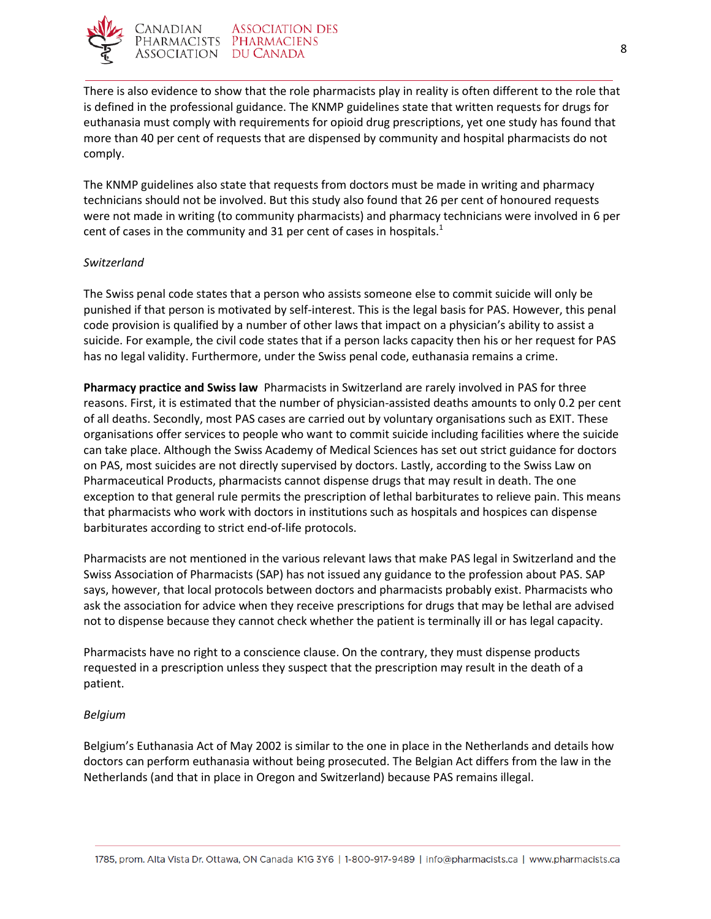There is also evidence to show that the role pharmacists play in reality is often different to the role that is defined in the professional guidance. The KNMP guidelines state that written requests for drugs for euthanasia must comply with requirements for opioid drug prescriptions, yet one study has found that more than 40 per cent of requests that are dispensed by community and hospital pharmacists do not comply.

The KNMP guidelines also state that requests from doctors must be made in writing and pharmacy technicians should not be involved. But this study also found that 26 per cent of honoured requests were not made in writing (to community pharmacists) and pharmacy technicians were involved in 6 per cent of cases in the community and 31 per cent of cases in hospitals.[1]

*Switzerland*

The Swiss penal code states that a person who assists someone else to commit suicide will only be punished if that person is motivated by self-interest. This is the legal basis for PAS. However, this penal code provision is qualified by a number of other laws that impact on a physician's ability to assist a suicide. For example, the civil code states that if a person lacks capacity then his or her request for PAS has no legal validity. Furthermore, under the Swiss penal code, euthanasia remains a crime.

**Pharmacy practice and Swiss law** Pharmacists in Switzerland are rarely involved in PAS for three reasons. First, it is estimated that the number of physician-assisted deaths amounts to only 0.2 per cent of all deaths. Secondly, most PAS cases are carried out by voluntary organisations such as EXIT. These organisations offer services to people who want to commit suicide including facilities where the suicide can take place. Although the Swiss Academy of Medical Sciences has set out strict guidance for doctors on PAS, most suicides are not directly supervised by doctors. Lastly, according to the Swiss Law on Pharmaceutical Products, pharmacists cannot dispense drugs that may result in death. The one exception to that general rule permits the prescription of lethal barbiturates to relieve pain. This means that pharmacists who work with doctors in institutions such as hospitals and hospices can dispense barbiturates according to strict end-of-life protocols.

Pharmacists are not mentioned in the various relevant laws that make PAS legal in Switzerland and the Swiss Association of Pharmacists (SAP) has not issued any guidance to the profession about PAS. SAP says, however, that local protocols between doctors and pharmacists probably exist. Pharmacists who ask the association for advice when they receive prescriptions for drugs that may be lethal are advised not to dispense because they cannot check whether the patient is terminally ill or has legal capacity.

Pharmacists have no right to a conscience clause. On the contrary, they must dispense products requested in a prescription unless they suspect that the prescription may result in the death of a patient.

*Belgium*

Belgium's Euthanasia Act of May 2002 is similar to the one in place in the Netherlands and details how doctors can perform euthanasia without being prosecuted. The Belgian Act differs from the law in the Netherlands (and that in place in Oregon and Switzerland) because PAS remains illegal.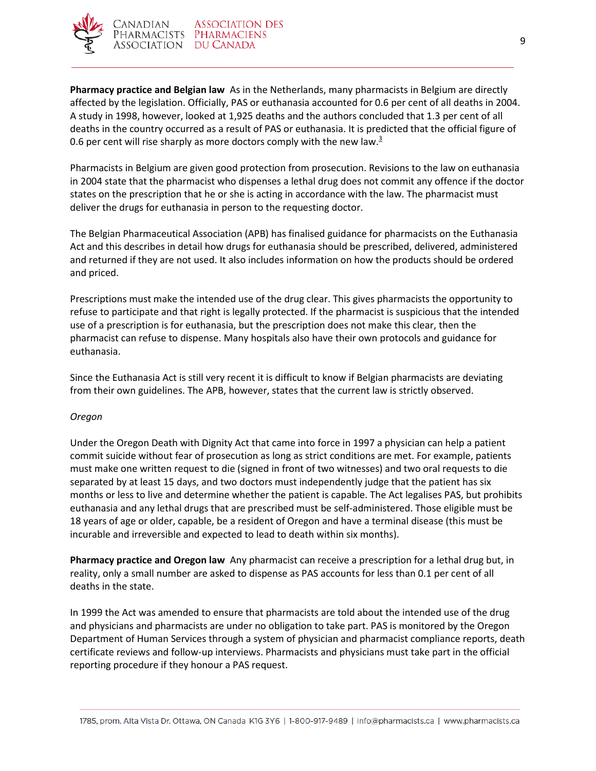**Pharmacy practice and Belgian law** As in the Netherlands, many pharmacists in Belgium are directly affected by the legislation. Officially, PAS or euthanasia accounted for 0.6 per cent of all deaths in 2004. A study in 1998, however, looked at 1,925 deaths and the authors concluded that 1.3 per cent of all deaths in the country occurred as a result of PAS or euthanasia. It is predicted that the official figure of 0.6 per cent will rise sharply as more doctors comply with the new law.[3]

Pharmacists in Belgium are given good protection from prosecution. Revisions to the law on euthanasia in 2004 state that the pharmacist who dispenses a lethal drug does not commit any offence if the doctor states on the prescription that he or she is acting in accordance with the law. The pharmacist must deliver the drugs for euthanasia in person to the requesting doctor.

The Belgian Pharmaceutical Association (APB) has finalised guidance for pharmacists on the Euthanasia Act and this describes in detail how drugs for euthanasia should be prescribed, delivered, administered and returned if they are not used. It also includes information on how the products should be ordered and priced.

Prescriptions must make the intended use of the drug clear. This gives pharmacists the opportunity to refuse to participate and that right is legally protected. If the pharmacist is suspicious that the intended use of a prescription is for euthanasia, but the prescription does not make this clear, then the pharmacist can refuse to dispense. Many hospitals also have their own protocols and guidance for euthanasia.

Since the Euthanasia Act is still very recent it is difficult to know if Belgian pharmacists are deviating from their own guidelines. The APB, however, states that the current law is strictly observed.

*Oregon*

Under the Oregon Death with Dignity Act that came into force in 1997 a physician can help a patient commit suicide without fear of prosecution as long as strict conditions are met. For example, patients must make one written request to die (signed in front of two witnesses) and two oral requests to die separated by at least 15 days, and two doctors must independently judge that the patient has six months or less to live and determine whether the patient is capable. The Act legalises PAS, but prohibits euthanasia and any lethal drugs that are prescribed must be self-administered. Those eligible must be 18 years of age or older, capable, be a resident of Oregon and have a terminal disease (this must be incurable and irreversible and expected to lead to death within six months).

**Pharmacy practice and Oregon law** Any pharmacist can receive a prescription for a lethal drug but, in reality, only a small number are asked to dispense as PAS accounts for less than 0.1 per cent of all deaths in the state.

In 1999 the Act was amended to ensure that pharmacists are told about the intended use of the drug and physicians and pharmacists are under no obligation to take part. PAS is monitored by the Oregon Department of Human Services through a system of physician and pharmacist compliance reports, death certificate reviews and follow-up interviews. Pharmacists and physicians must take part in the official reporting procedure if they honour a PAS request.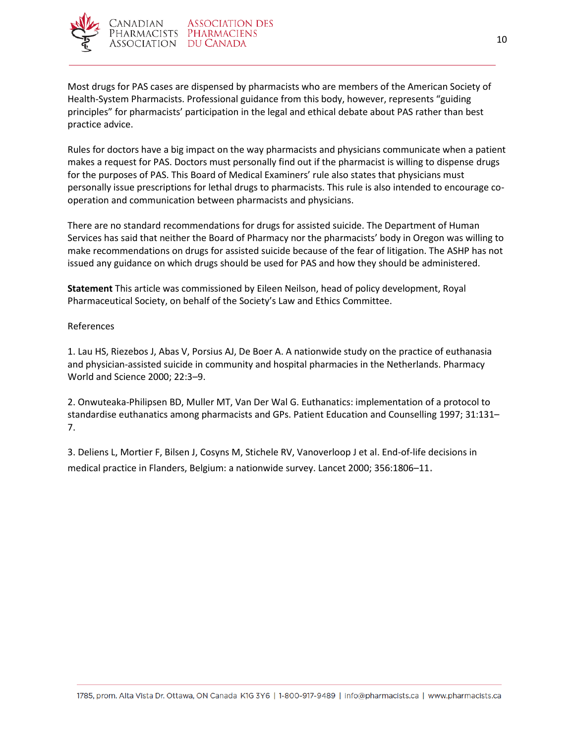Most drugs for PAS cases are dispensed by pharmacists who are members of the American Society of Health-System Pharmacists. Professional guidance from this body, however, represents "guiding principles" for pharmacists' participation in the legal and ethical debate about PAS rather than best practice advice.

Rules for doctors have a big impact on the way pharmacists and physicians communicate when a patient makes a request for PAS. Doctors must personally find out if the pharmacist is willing to dispense drugs for the purposes of PAS. This Board of Medical Examiners' rule also states that physicians must personally issue prescriptions for lethal drugs to pharmacists. This rule is also intended to encourage co-operation and communication between pharmacists and physicians.

There are no standard recommendations for drugs for assisted suicide. The Department of Human Services has said that neither the Board of Pharmacy nor the pharmacists' body in Oregon was willing to make recommendations on drugs for assisted suicide because of the fear of litigation. The ASHP has not issued any guidance on which drugs should be used for PAS and how they should be administered.

**Statement** This article was commissioned by Eileen Neilson, head of policy development, Royal Pharmaceutical Society, on behalf of the Society's Law and Ethics Committee.

References

1. Lau HS, Riezebos J, Abas V, Porsius AJ, De Boer A. A nationwide study on the practice of euthanasia and physician-assisted suicide in community and hospital pharmacies in the Netherlands. Pharmacy World and Science 2000; 22:3–9.

2. Onwuteaka-Philipsen BD, Muller MT, Van Der Wal G. Euthanatics: implementation of a protocol to standardise euthanatics among pharmacists and GPs. Patient Education and Counselling 1997; 31:131–7.

3. Deliens L, Mortier F, Bilsen J, Cosyns M, Stichele RV, Vanoverloop J et al. End-of-life decisions in medical practice in Flanders, Belgium: a nationwide survey. Lancet 2000; 356:1806–11.